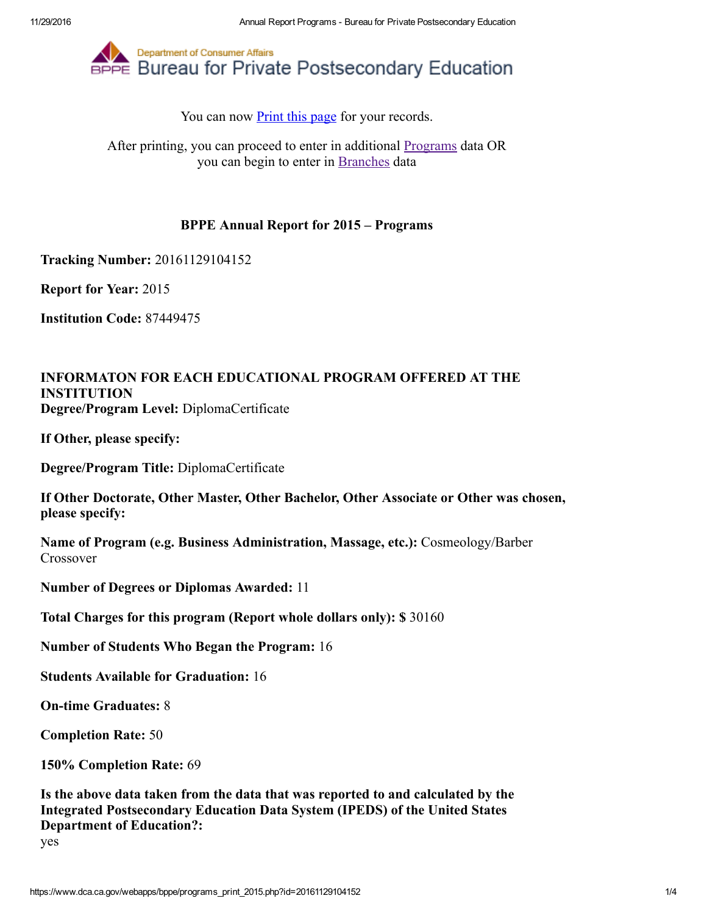Department of Consumer Affairs

# Bureau for Private Postsecondary Education

You can now Print this page for your records.

After printing, you can proceed to enter in additional Programs data OR you can begin to enter in Branches data

## BPPE Annual Report for 2015 – Programs

**Tracking Number:** 20161129104152

**Report for Year:** 2015

**Institution Code:** 87449475

**INFORMATON FOR EACH EDUCATIONAL PROGRAM OFFERED AT THE INSTITUTION**
**Degree/Program Level:** DiplomaCertificate

**If Other, please specify:**

**Degree/Program Title:** DiplomaCertificate

**If Other Doctorate, Other Master, Other Bachelor, Other Associate or Other was chosen, please specify:**

**Name of Program (e.g. Business Administration, Massage, etc.):** Cosmeology/Barber Crossover

**Number of Degrees or Diplomas Awarded:** 11

**Total Charges for this program (Report whole dollars only): $** 30160

**Number of Students Who Began the Program:** 16

**Students Available for Graduation:** 16

**On-time Graduates:** 8

**Completion Rate:** 50

**150% Completion Rate:** 69

**Is the above data taken from the data that was reported to and calculated by the Integrated Postsecondary Education Data System (IPEDS) of the United States Department of Education?:**
yes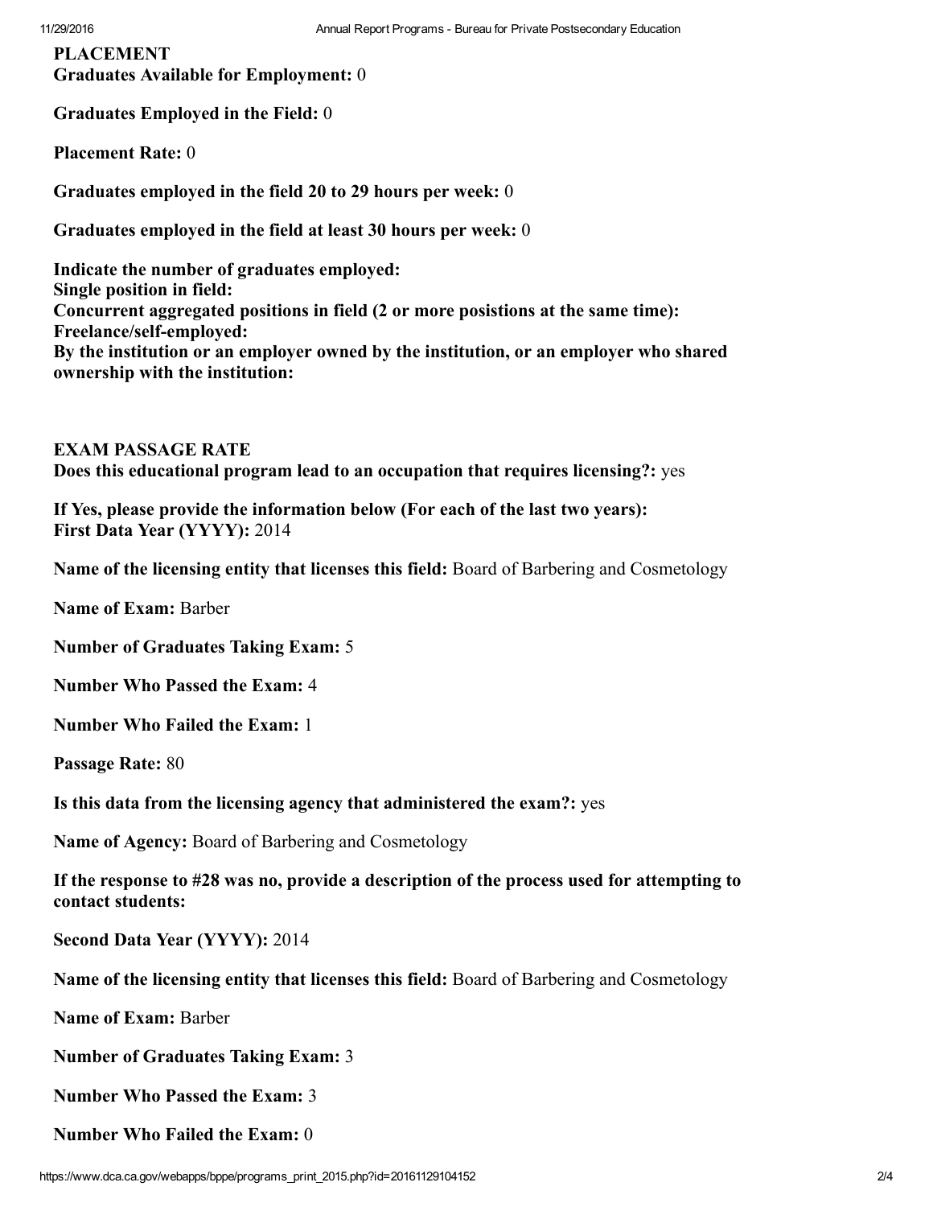**PLACEMENT**
**Graduates Available for Employment:** 0

**Graduates Employed in the Field:** 0

**Placement Rate:** 0

**Graduates employed in the field 20 to 29 hours per week:** 0

**Graduates employed in the field at least 30 hours per week:** 0

**Indicate the number of graduates employed:**
**Single position in field:**
**Concurrent aggregated positions in field (2 or more posistions at the same time):**
**Freelance/self-employed:**
**By the institution or an employer owned by the institution, or an employer who shared ownership with the institution:**

**EXAM PASSAGE RATE**
**Does this educational program lead to an occupation that requires licensing?:** yes

**If Yes, please provide the information below (For each of the last two years):**
**First Data Year (YYYY):** 2014

**Name of the licensing entity that licenses this field:** Board of Barbering and Cosmetology

**Name of Exam:** Barber

**Number of Graduates Taking Exam:** 5

**Number Who Passed the Exam:** 4

**Number Who Failed the Exam:** 1

**Passage Rate:** 80

**Is this data from the licensing agency that administered the exam?:** yes

**Name of Agency:** Board of Barbering and Cosmetology

**If the response to #28 was no, provide a description of the process used for attempting to contact students:**

**Second Data Year (YYYY):** 2014

**Name of the licensing entity that licenses this field:** Board of Barbering and Cosmetology

**Name of Exam:** Barber

**Number of Graduates Taking Exam:** 3

**Number Who Passed the Exam:** 3

**Number Who Failed the Exam:** 0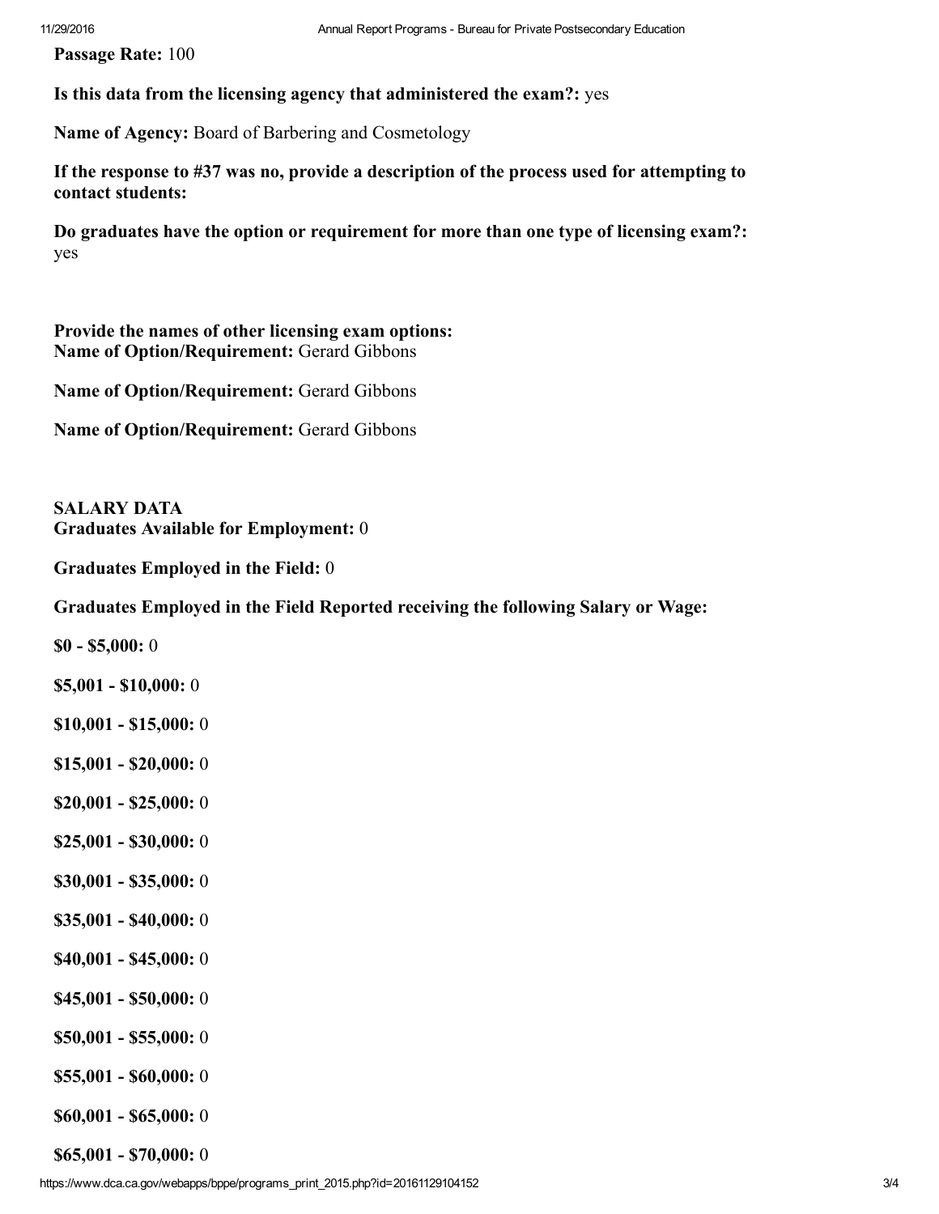**Passage Rate:** 100

**Is this data from the licensing agency that administered the exam?:** yes

**Name of Agency:** Board of Barbering and Cosmetology

**If the response to #37 was no, provide a description of the process used for attempting to contact students:**

**Do graduates have the option or requirement for more than one type of licensing exam?:** yes

**Provide the names of other licensing exam options:**
**Name of Option/Requirement:** Gerard Gibbons

**Name of Option/Requirement:** Gerard Gibbons

**Name of Option/Requirement:** Gerard Gibbons

**SALARY DATA**
**Graduates Available for Employment:** 0

**Graduates Employed in the Field:** 0

**Graduates Employed in the Field Reported receiving the following Salary or Wage:**

**$0 - $5,000:** 0

**$5,001 - $10,000:** 0

**$10,001 - $15,000:** 0

**$15,001 - $20,000:** 0

**$20,001 - $25,000:** 0

**$25,001 - $30,000:** 0

**$30,001 - $35,000:** 0

**$35,001 - $40,000:** 0

**$40,001 - $45,000:** 0

**$45,001 - $50,000:** 0

**$50,001 - $55,000:** 0

**$55,001 - $60,000:** 0

**$60,001 - $65,000:** 0

**$65,001 - $70,000:** 0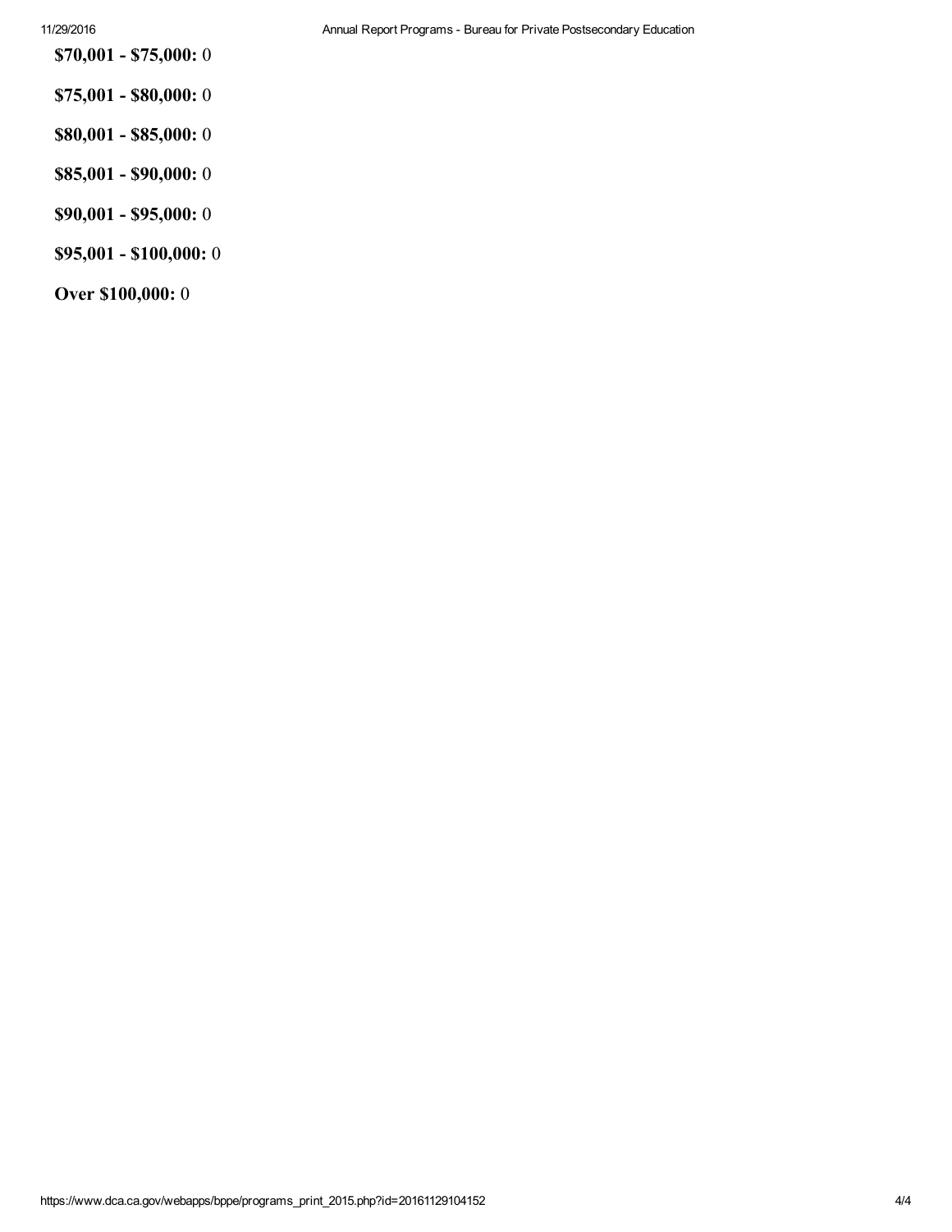**$70,001 - $75,000:** 0

**$75,001 - $80,000:** 0

**$80,001 - $85,000:** 0

**$85,001 - $90,000:** 0

**$90,001 - $95,000:** 0

**$95,001 - $100,000:** 0

**Over $100,000:** 0